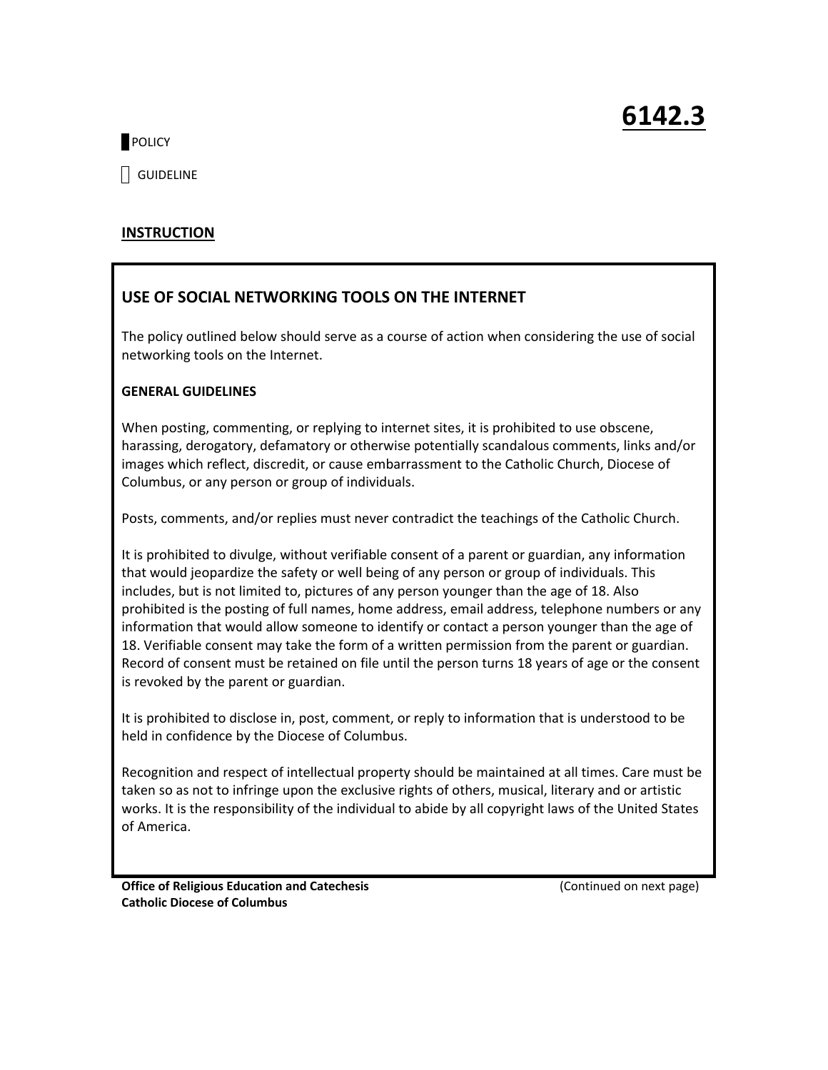# 6142.3

■ POLICY

☐ GUIDELINE

## INSTRUCTION

### USE OF SOCIAL NETWORKING TOOLS ON THE INTERNET

The policy outlined below should serve as a course of action when considering the use of social networking tools on the Internet.

**GENERAL GUIDELINES**

When posting, commenting, or replying to internet sites, it is prohibited to use obscene, harassing, derogatory, defamatory or otherwise potentially scandalous comments, links and/or images which reflect, discredit, or cause embarrassment to the Catholic Church, Diocese of Columbus, or any person or group of individuals.

Posts, comments, and/or replies must never contradict the teachings of the Catholic Church.

It is prohibited to divulge, without verifiable consent of a parent or guardian, any information that would jeopardize the safety or well being of any person or group of individuals. This includes, but is not limited to, pictures of any person younger than the age of 18. Also prohibited is the posting of full names, home address, email address, telephone numbers or any information that would allow someone to identify or contact a person younger than the age of 18. Verifiable consent may take the form of a written permission from the parent or guardian. Record of consent must be retained on file until the person turns 18 years of age or the consent is revoked by the parent or guardian.

It is prohibited to disclose in, post, comment, or reply to information that is understood to be held in confidence by the Diocese of Columbus.

Recognition and respect of intellectual property should be maintained at all times. Care must be taken so as not to infringe upon the exclusive rights of others, musical, literary and or artistic works. It is the responsibility of the individual to abide by all copyright laws of the United States of America.

**Office of Religious Education and Catechesis**
**Catholic Diocese of Columbus**

(Continued on next page)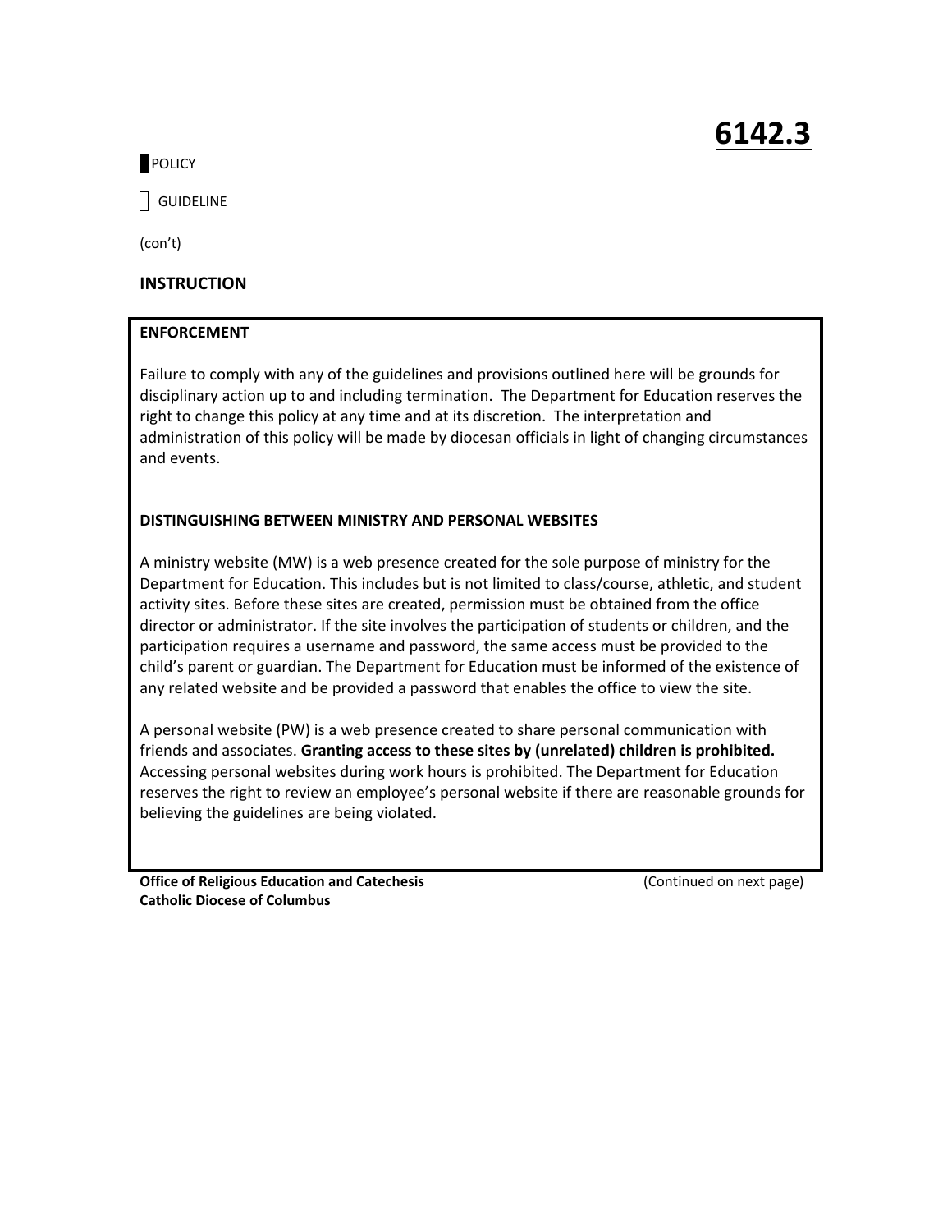# 6142.3

█ POLICY

☐ GUIDELINE

(con't)

## INSTRUCTION

### ENFORCEMENT

Failure to comply with any of the guidelines and provisions outlined here will be grounds for disciplinary action up to and including termination. The Department for Education reserves the right to change this policy at any time and at its discretion. The interpretation and administration of this policy will be made by diocesan officials in light of changing circumstances and events.

### DISTINGUISHING BETWEEN MINISTRY AND PERSONAL WEBSITES

A ministry website (MW) is a web presence created for the sole purpose of ministry for the Department for Education. This includes but is not limited to class/course, athletic, and student activity sites. Before these sites are created, permission must be obtained from the office director or administrator. If the site involves the participation of students or children, and the participation requires a username and password, the same access must be provided to the child's parent or guardian. The Department for Education must be informed of the existence of any related website and be provided a password that enables the office to view the site.

A personal website (PW) is a web presence created to share personal communication with friends and associates. **Granting access to these sites by (unrelated) children is prohibited.** Accessing personal websites during work hours is prohibited. The Department for Education reserves the right to review an employee's personal website if there are reasonable grounds for believing the guidelines are being violated.

**Office of Religious Education and Catechesis**
**Catholic Diocese of Columbus**

(Continued on next page)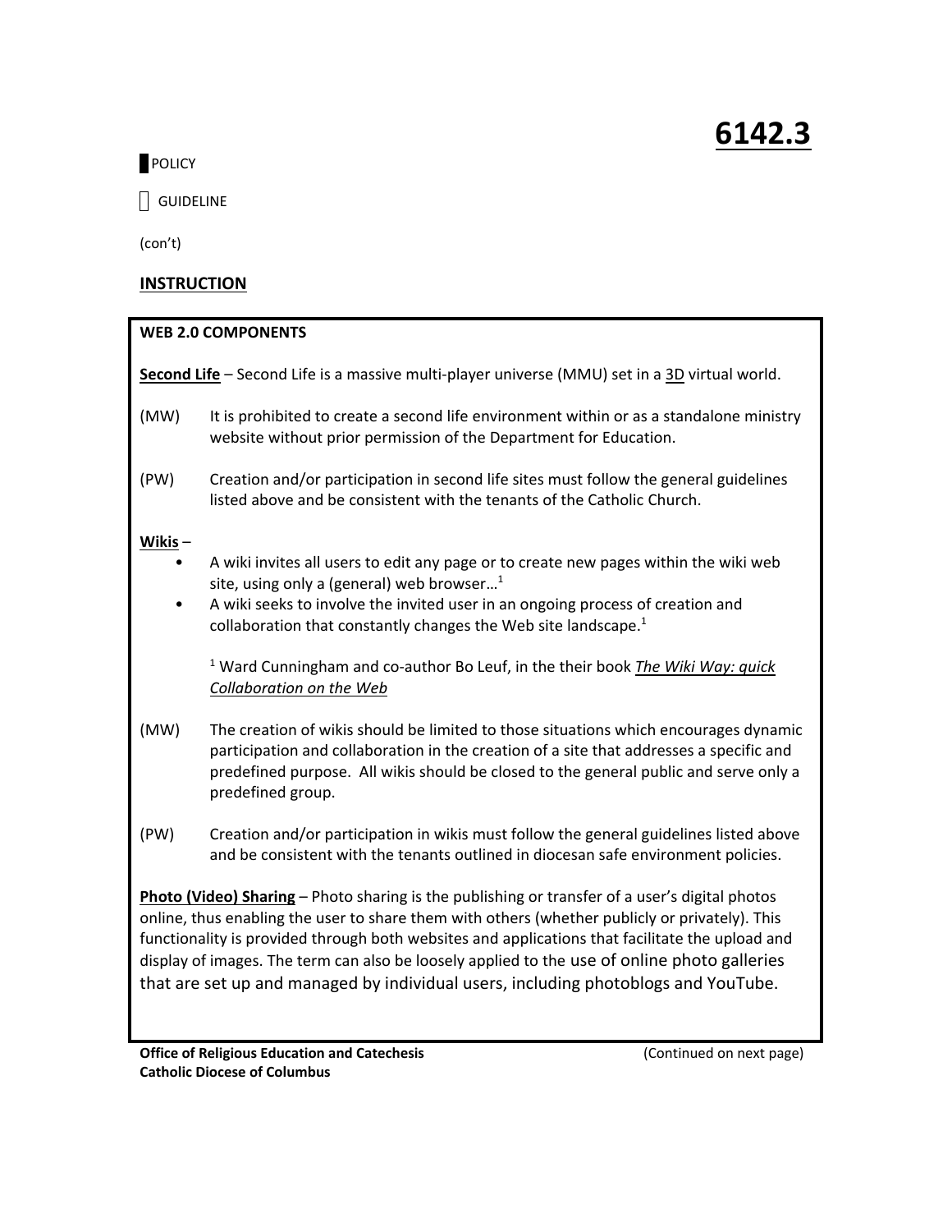# 6142.3

█ POLICY

☐ GUIDELINE

(con't)

## INSTRUCTION

**WEB 2.0 COMPONENTS**

**Second Life** – Second Life is a massive multi-player universe (MMU) set in a 3D virtual world.

(MW) It is prohibited to create a second life environment within or as a standalone ministry website without prior permission of the Department for Education.

(PW) Creation and/or participation in second life sites must follow the general guidelines listed above and be consistent with the tenants of the Catholic Church.

**Wikis** –

- A wiki invites all users to edit any page or to create new pages within the wiki web site, using only a (general) web browser…[1]
- A wiki seeks to involve the invited user in an ongoing process of creation and collaboration that constantly changes the Web site landscape.[1]

[1] Ward Cunningham and co-author Bo Leuf, in the their book *The Wiki Way: quick Collaboration on the Web*

(MW) The creation of wikis should be limited to those situations which encourages dynamic participation and collaboration in the creation of a site that addresses a specific and predefined purpose. All wikis should be closed to the general public and serve only a predefined group.

(PW) Creation and/or participation in wikis must follow the general guidelines listed above and be consistent with the tenants outlined in diocesan safe environment policies.

**Photo (Video) Sharing** – Photo sharing is the publishing or transfer of a user's digital photos online, thus enabling the user to share them with others (whether publicly or privately). This functionality is provided through both websites and applications that facilitate the upload and display of images. The term can also be loosely applied to the use of online photo galleries that are set up and managed by individual users, including photoblogs and YouTube.

**Office of Religious Education and Catechesis**
**Catholic Diocese of Columbus**

(Continued on next page)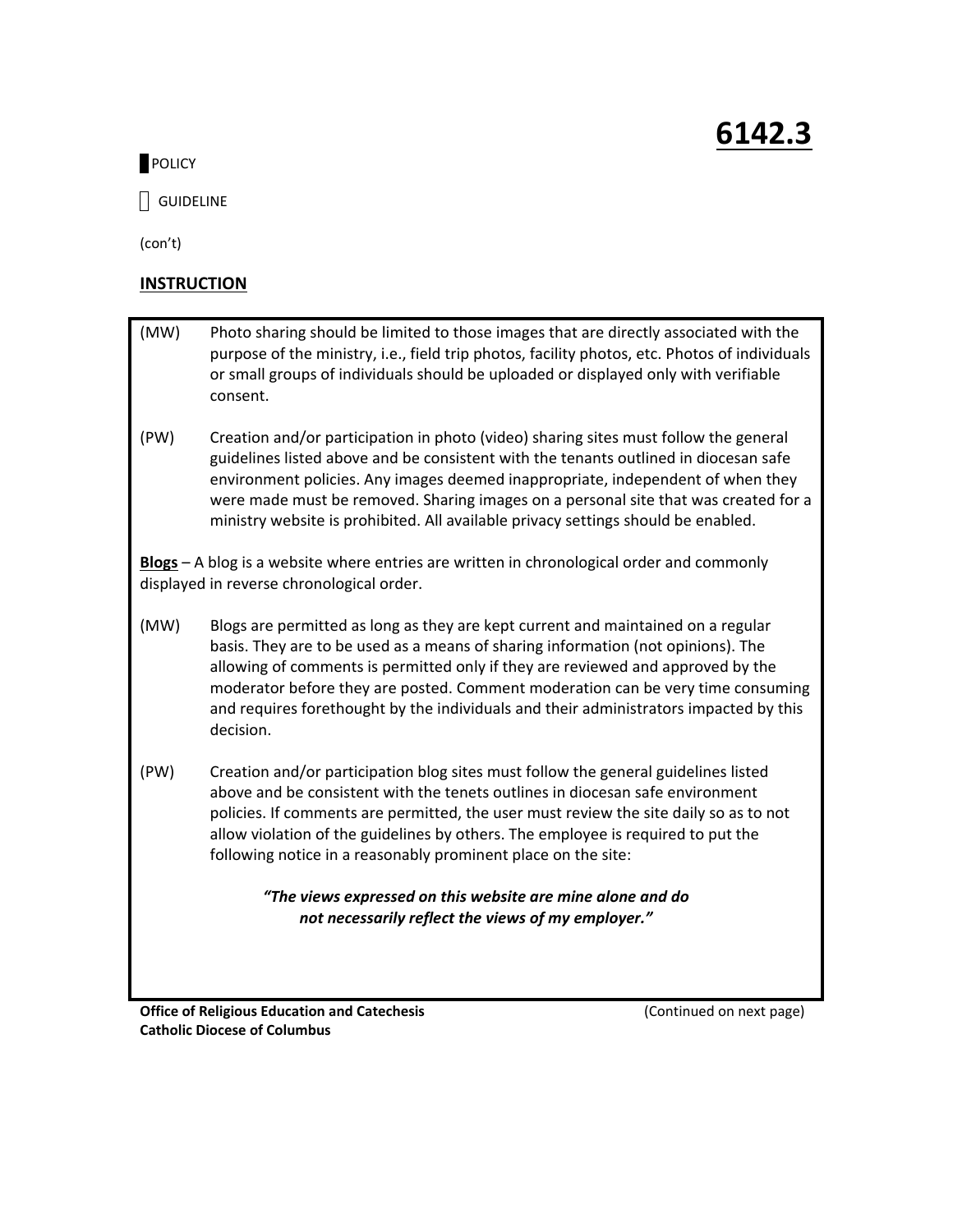# 6142.3

▌POLICY

☐ GUIDELINE

(con't)

## INSTRUCTION

(MW) Photo sharing should be limited to those images that are directly associated with the purpose of the ministry, i.e., field trip photos, facility photos, etc. Photos of individuals or small groups of individuals should be uploaded or displayed only with verifiable consent.

(PW) Creation and/or participation in photo (video) sharing sites must follow the general guidelines listed above and be consistent with the tenants outlined in diocesan safe environment policies. Any images deemed inappropriate, independent of when they were made must be removed. Sharing images on a personal site that was created for a ministry website is prohibited. All available privacy settings should be enabled.

**Blogs** – A blog is a website where entries are written in chronological order and commonly displayed in reverse chronological order.

(MW) Blogs are permitted as long as they are kept current and maintained on a regular basis. They are to be used as a means of sharing information (not opinions). The allowing of comments is permitted only if they are reviewed and approved by the moderator before they are posted. Comment moderation can be very time consuming and requires forethought by the individuals and their administrators impacted by this decision.

(PW) Creation and/or participation blog sites must follow the general guidelines listed above and be consistent with the tenets outlines in diocesan safe environment policies. If comments are permitted, the user must review the site daily so as to not allow violation of the guidelines by others. The employee is required to put the following notice in a reasonably prominent place on the site:

***"The views expressed on this website are mine alone and do not necessarily reflect the views of my employer."***

**Office of Religious Education and Catechesis**
**Catholic Diocese of Columbus**

(Continued on next page)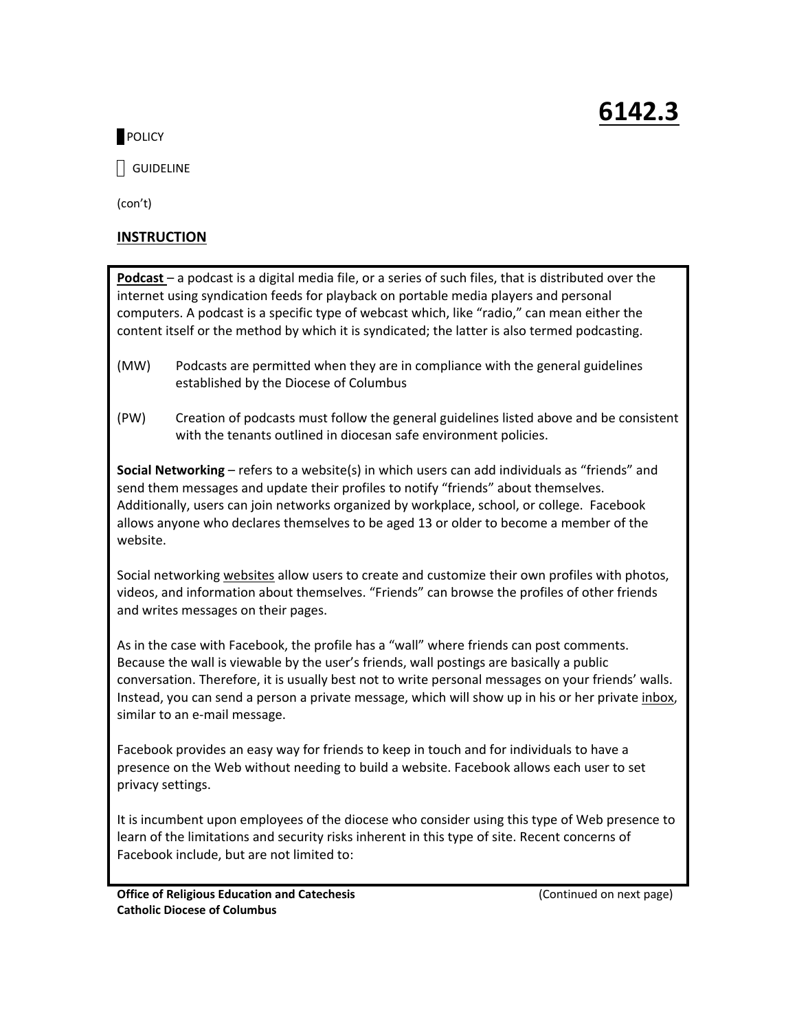# 6142.3

■ POLICY

☐ GUIDELINE

(con't)

## INSTRUCTION

**Podcast** – a podcast is a digital media file, or a series of such files, that is distributed over the internet using syndication feeds for playback on portable media players and personal computers. A podcast is a specific type of webcast which, like "radio," can mean either the content itself or the method by which it is syndicated; the latter is also termed podcasting.

(MW) Podcasts are permitted when they are in compliance with the general guidelines established by the Diocese of Columbus

(PW) Creation of podcasts must follow the general guidelines listed above and be consistent with the tenants outlined in diocesan safe environment policies.

**Social Networking** – refers to a website(s) in which users can add individuals as "friends" and send them messages and update their profiles to notify "friends" about themselves. Additionally, users can join networks organized by workplace, school, or college. Facebook allows anyone who declares themselves to be aged 13 or older to become a member of the website.

Social networking websites allow users to create and customize their own profiles with photos, videos, and information about themselves. "Friends" can browse the profiles of other friends and writes messages on their pages.

As in the case with Facebook, the profile has a "wall" where friends can post comments. Because the wall is viewable by the user's friends, wall postings are basically a public conversation. Therefore, it is usually best not to write personal messages on your friends' walls. Instead, you can send a person a private message, which will show up in his or her private inbox, similar to an e-mail message.

Facebook provides an easy way for friends to keep in touch and for individuals to have a presence on the Web without needing to build a website. Facebook allows each user to set privacy settings.

It is incumbent upon employees of the diocese who consider using this type of Web presence to learn of the limitations and security risks inherent in this type of site. Recent concerns of Facebook include, but are not limited to:

**Office of Religious Education and Catechesis**
**Catholic Diocese of Columbus**

(Continued on next page)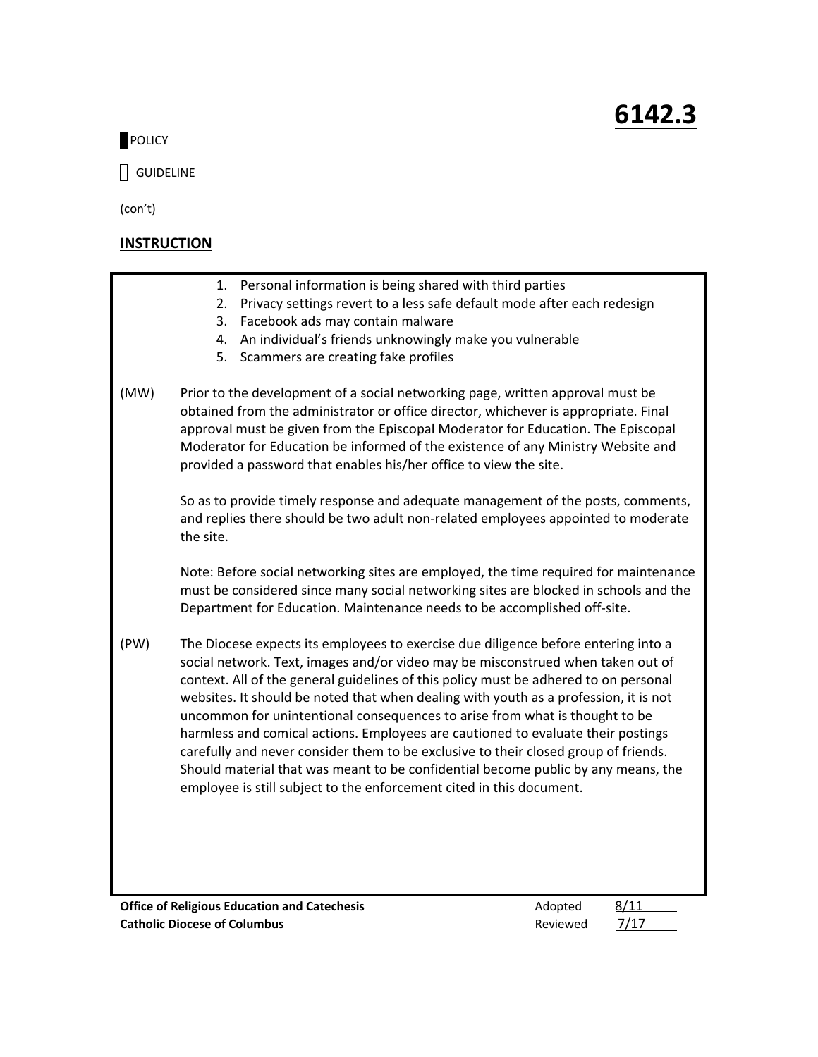# 6142.3

■ POLICY

☐ GUIDELINE

(con't)

## INSTRUCTION

1. Personal information is being shared with third parties
2. Privacy settings revert to a less safe default mode after each redesign
3. Facebook ads may contain malware
4. An individual's friends unknowingly make you vulnerable
5. Scammers are creating fake profiles

(MW) Prior to the development of a social networking page, written approval must be obtained from the administrator or office director, whichever is appropriate. Final approval must be given from the Episcopal Moderator for Education. The Episcopal Moderator for Education be informed of the existence of any Ministry Website and provided a password that enables his/her office to view the site.

So as to provide timely response and adequate management of the posts, comments, and replies there should be two adult non-related employees appointed to moderate the site.

Note: Before social networking sites are employed, the time required for maintenance must be considered since many social networking sites are blocked in schools and the Department for Education. Maintenance needs to be accomplished off-site.

(PW) The Diocese expects its employees to exercise due diligence before entering into a social network. Text, images and/or video may be misconstrued when taken out of context. All of the general guidelines of this policy must be adhered to on personal websites. It should be noted that when dealing with youth as a profession, it is not uncommon for unintentional consequences to arise from what is thought to be harmless and comical actions. Employees are cautioned to evaluate their postings carefully and never consider them to be exclusive to their closed group of friends. Should material that was meant to be confidential become public by any means, the employee is still subject to the enforcement cited in this document.

**Office of Religious Education and Catechesis**
**Catholic Diocese of Columbus**

Adopted 8/11
Reviewed 7/17